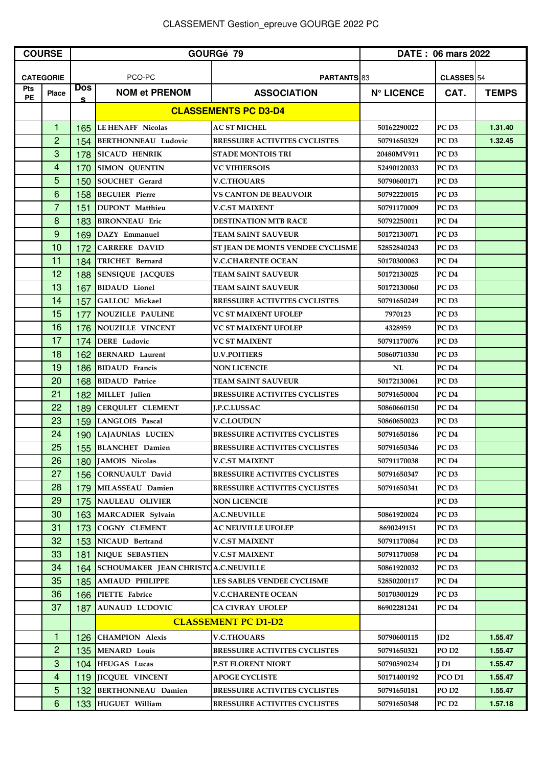CLASSEMENT Gestion_epreuve GOURGE 2022 PC

| COURSE | | GOURGé 79 | | | DATE : 06 mars 2022 | |
|---|---|---|---|---|---|---|
| CATEGORIE | | PCO-PC | PARTANTS 83 | | CLASSES 54 | |
| Pts PE | Place | Dos s | NOM et PRENOM | ASSOCIATION | N° LICENCE | CAT. | TEMPS |
| | | | **CLASSEMENTS PC D3-D4** | | | | |
| | 1 | 165 | LE HENAFF Nicolas | AC ST MICHEL | 50162290022 | PC D3 | 1.31.40 |
| | 2 | 154 | BERTHONNEAU Ludovic | BRESSUIRE ACTIVITES CYCLISTES | 50791650329 | PC D3 | 1.32.45 |
| | 3 | 178 | SICAUD HENRIK | STADE MONTOIS TRI | 20480MV911 | PC D3 | |
| | 4 | 170 | SIMON QUENTIN | VC VIHIERSOIS | 52490120033 | PC D3 | |
| | 5 | 150 | SOUCHET Gerard | V.C.THOUARS | 50790600171 | PC D3 | |
| | 6 | 158 | BEGUIER Pierre | VS CANTON DE BEAUVOIR | 50792220015 | PC D3 | |
| | 7 | 151 | DUPONT Matthieu | V.C.ST MAIXENT | 50791170009 | PC D3 | |
| | 8 | 183 | BIRONNEAU Eric | DESTINATION MTB RACE | 50792250011 | PC D4 | |
| | 9 | 169 | DAZY Emmanuel | TEAM SAINT SAUVEUR | 50172130071 | PC D3 | |
| | 10 | 172 | CARRERE DAVID | ST JEAN DE MONTS VENDEE CYCLISME | 52852840243 | PC D3 | |
| | 11 | 184 | TRICHET Bernard | V.C.CHARENTE OCEAN | 50170300063 | PC D4 | |
| | 12 | 188 | SENSIQUE JACQUES | TEAM SAINT SAUVEUR | 50172130025 | PC D4 | |
| | 13 | 167 | BIDAUD Lionel | TEAM SAINT SAUVEUR | 50172130060 | PC D3 | |
| | 14 | 157 | GALLOU Mickael | BRESSUIRE ACTIVITES CYCLISTES | 50791650249 | PC D3 | |
| | 15 | 177 | NOUZILLE PAULINE | VC ST MAIXENT UFOLEP | 7970123 | PC D3 | |
| | 16 | 176 | NOUZILLE VINCENT | VC ST MAIXENT UFOLEP | 4328959 | PC D3 | |
| | 17 | 174 | DERE Ludovic | VC ST MAIXENT | 50791170076 | PC D3 | |
| | 18 | 162 | BERNARD Laurent | U.V.POITIERS | 50860710330 | PC D3 | |
| | 19 | 186 | BIDAUD Francis | NON LICENCIE | NL | PC D4 | |
| | 20 | 168 | BIDAUD Patrice | TEAM SAINT SAUVEUR | 50172130061 | PC D3 | |
| | 21 | 182 | MILLET Julien | BRESSUIRE ACTIVITES CYCLISTES | 50791650004 | PC D4 | |
| | 22 | 189 | CERQULET CLEMENT | J.P.C.LUSSAC | 50860660150 | PC D4 | |
| | 23 | 159 | LANGLOIS Pascal | V.C.LOUDUN | 50860650023 | PC D3 | |
| | 24 | 190 | LAJAUNIAS LUCIEN | BRESSUIRE ACTIVITES CYCLISTES | 50791650186 | PC D4 | |
| | 25 | 155 | BLANCHET Damien | BRESSUIRE ACTIVITES CYCLISTES | 50791650346 | PC D3 | |
| | 26 | 180 | JAMOIS Nicolas | V.C.ST MAIXENT | 50791170038 | PC D4 | |
| | 27 | 156 | CORNUAULT David | BRESSUIRE ACTIVITES CYCLISTES | 50791650347 | PC D3 | |
| | 28 | 179 | MILASSEAU Damien | BRESSUIRE ACTIVITES CYCLISTES | 50791650341 | PC D3 | |
| | 29 | 175 | NAULEAU OLIVIER | NON LICENCIE | | PC D3 | |
| | 30 | 163 | MARCADIER Sylvain | A.C.NEUVILLE | 50861920024 | PC D3 | |
| | 31 | 173 | COGNY CLEMENT | AC NEUVILLE UFOLEP | 8690249151 | PC D3 | |
| | 32 | 153 | NICAUD Bertrand | V.C.ST MAIXENT | 50791170084 | PC D3 | |
| | 33 | 181 | NIQUE SEBASTIEN | V.C.ST MAIXENT | 50791170058 | PC D4 | |
| | 34 | 164 | SCHOUMAKER JEAN CHRISTO | A.C.NEUVILLE | 50861920032 | PC D3 | |
| | 35 | 185 | AMIAUD PHILIPPE | LES SABLES VENDEE CYCLISME | 52850200117 | PC D4 | |
| | 36 | 166 | PIETTE Fabrice | V.C.CHARENTE OCEAN | 50170300129 | PC D3 | |
| | 37 | 187 | AUNAUD LUDOVIC | CA CIVRAY UFOLEP | 86902281241 | PC D4 | |
| | | | **CLASSEMENT PC D1-D2** | | | | |
| | 1 | 126 | CHAMPION Alexis | V.C.THOUARS | 50790600115 | JD2 | 1.55.47 |
| | 2 | 135 | MENARD Louis | BRESSUIRE ACTIVITES CYCLISTES | 50791650321 | PO D2 | 1.55.47 |
| | 3 | 104 | HEUGAS Lucas | P.ST FLORENT NIORT | 50790590234 | J D1 | 1.55.47 |
| | 4 | 119 | JICQUEL VINCENT | APOGE CYCLISTE | 50171400192 | PCO D1 | 1.55.47 |
| | 5 | 132 | BERTHONNEAU Damien | BRESSUIRE ACTIVITES CYCLISTES | 50791650181 | PO D2 | 1.55.47 |
| | 6 | 133 | HUGUET William | BRESSUIRE ACTIVITES CYCLISTES | 50791650348 | PC D2 | 1.57.18 |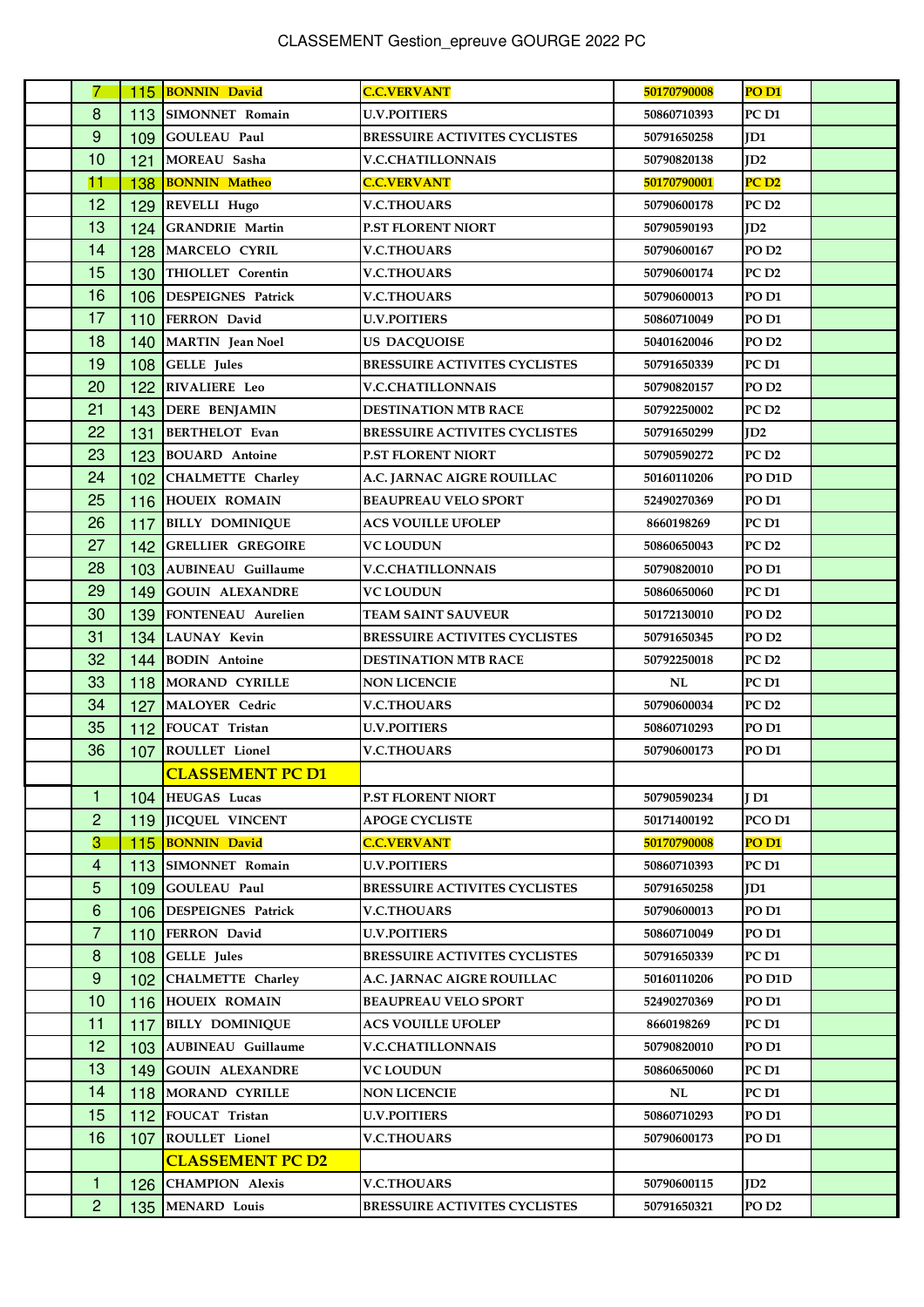| | | | | | | |
|---|---|---|---|---|---|---|
| 7 | 115 | BONNIN David | C.C.VERVANT | 50170790008 | PO D1 | |
| 8 | 113 | SIMONNET Romain | U.V.POITIERS | 50860710393 | PC D1 | |
| 9 | 109 | GOULEAU Paul | BRESSUIRE ACTIVITES CYCLISTES | 50791650258 | JD1 | |
| 10 | 121 | MOREAU Sasha | V.C.CHATILLONNAIS | 50790820138 | JD2 | |
| 11 | 138 | BONNIN Matheo | C.C.VERVANT | 50170790001 | PC D2 | |
| 12 | 129 | REVELLI Hugo | V.C.THOUARS | 50790600178 | PC D2 | |
| 13 | 124 | GRANDRIE Martin | P.ST FLORENT NIORT | 50790590193 | JD2 | |
| 14 | 128 | MARCELO CYRIL | V.C.THOUARS | 50790600167 | PO D2 | |
| 15 | 130 | THIOLLET Corentin | V.C.THOUARS | 50790600174 | PC D2 | |
| 16 | 106 | DESPEIGNES Patrick | V.C.THOUARS | 50790600013 | PO D1 | |
| 17 | 110 | FERRON David | U.V.POITIERS | 50860710049 | PO D1 | |
| 18 | 140 | MARTIN Jean Noel | US DACQUOISE | 50401620046 | PO D2 | |
| 19 | 108 | GELLE Jules | BRESSUIRE ACTIVITES CYCLISTES | 50791650339 | PC D1 | |
| 20 | 122 | RIVALIERE Leo | V.C.CHATILLONNAIS | 50790820157 | PO D2 | |
| 21 | 143 | DERE BENJAMIN | DESTINATION MTB RACE | 50792250002 | PC D2 | |
| 22 | 131 | BERTHELOT Evan | BRESSUIRE ACTIVITES CYCLISTES | 50791650299 | JD2 | |
| 23 | 123 | BOUARD Antoine | P.ST FLORENT NIORT | 50790590272 | PC D2 | |
| 24 | 102 | CHALMETTE Charley | A.C. JARNAC AIGRE ROUILLAC | 50160110206 | PO D1D | |
| 25 | 116 | HOUEIX ROMAIN | BEAUPREAU VELO SPORT | 52490270369 | PO D1 | |
| 26 | 117 | BILLY DOMINIQUE | ACS VOUILLE UFOLEP | 8660198269 | PC D1 | |
| 27 | 142 | GRELLIER GREGOIRE | VC LOUDUN | 50860650043 | PC D2 | |
| 28 | 103 | AUBINEAU Guillaume | V.C.CHATILLONNAIS | 50790820010 | PO D1 | |
| 29 | 149 | GOUIN ALEXANDRE | VC LOUDUN | 50860650060 | PC D1 | |
| 30 | 139 | FONTENEAU Aurelien | TEAM SAINT SAUVEUR | 50172130010 | PO D2 | |
| 31 | 134 | LAUNAY Kevin | BRESSUIRE ACTIVITES CYCLISTES | 50791650345 | PO D2 | |
| 32 | 144 | BODIN Antoine | DESTINATION MTB RACE | 50792250018 | PC D2 | |
| 33 | 118 | MORAND CYRILLE | NON LICENCIE | NL | PC D1 | |
| 34 | 127 | MALOYER Cedric | V.C.THOUARS | 50790600034 | PC D2 | |
| 35 | 112 | FOUCAT Tristan | U.V.POITIERS | 50860710293 | PO D1 | |
| 36 | 107 | ROULLET Lionel | V.C.THOUARS | 50790600173 | PO D1 | |
| | | **CLASSEMENT PC D1** | | | | |
| 1 | 104 | HEUGAS Lucas | P.ST FLORENT NIORT | 50790590234 | J D1 | |
| 2 | 119 | JICQUEL VINCENT | APOGE CYCLISTE | 50171400192 | PCO D1 | |
| 3 | 115 | BONNIN David | C.C.VERVANT | 50170790008 | PO D1 | |
| 4 | 113 | SIMONNET Romain | U.V.POITIERS | 50860710393 | PC D1 | |
| 5 | 109 | GOULEAU Paul | BRESSUIRE ACTIVITES CYCLISTES | 50791650258 | JD1 | |
| 6 | 106 | DESPEIGNES Patrick | V.C.THOUARS | 50790600013 | PO D1 | |
| 7 | 110 | FERRON David | U.V.POITIERS | 50860710049 | PO D1 | |
| 8 | 108 | GELLE Jules | BRESSUIRE ACTIVITES CYCLISTES | 50791650339 | PC D1 | |
| 9 | 102 | CHALMETTE Charley | A.C. JARNAC AIGRE ROUILLAC | 50160110206 | PO D1D | |
| 10 | 116 | HOUEIX ROMAIN | BEAUPREAU VELO SPORT | 52490270369 | PO D1 | |
| 11 | 117 | BILLY DOMINIQUE | ACS VOUILLE UFOLEP | 8660198269 | PC D1 | |
| 12 | 103 | AUBINEAU Guillaume | V.C.CHATILLONNAIS | 50790820010 | PO D1 | |
| 13 | 149 | GOUIN ALEXANDRE | VC LOUDUN | 50860650060 | PC D1 | |
| 14 | 118 | MORAND CYRILLE | NON LICENCIE | NL | PC D1 | |
| 15 | 112 | FOUCAT Tristan | U.V.POITIERS | 50860710293 | PO D1 | |
| 16 | 107 | ROULLET Lionel | V.C.THOUARS | 50790600173 | PO D1 | |
| | | **CLASSEMENT PC D2** | | | | |
| 1 | 126 | CHAMPION Alexis | V.C.THOUARS | 50790600115 | JD2 | |
| 2 | 135 | MENARD Louis | BRESSUIRE ACTIVITES CYCLISTES | 50791650321 | PO D2 | |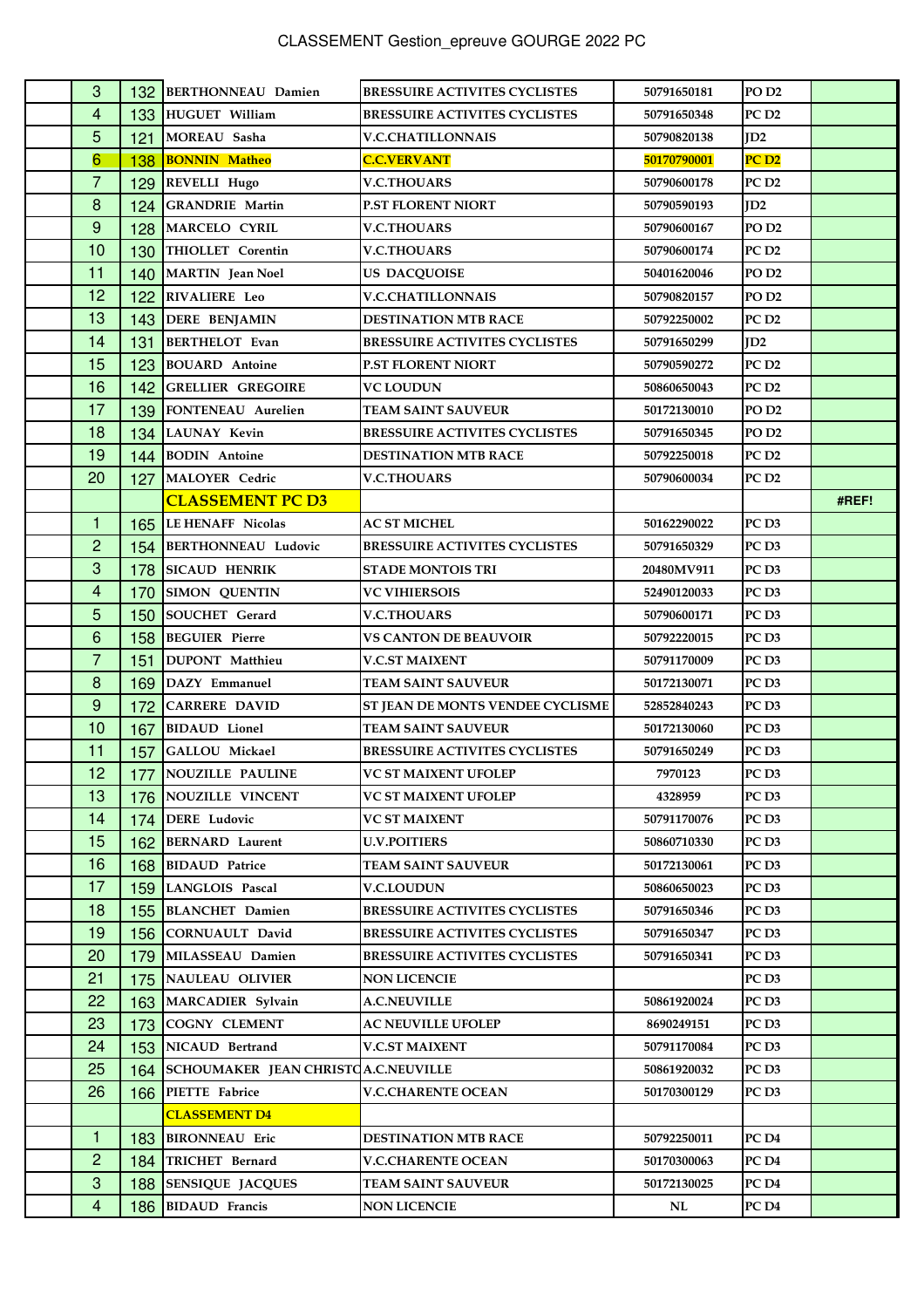# CLASSEMENT Gestion_epreuve GOURGE 2022 PC

| | Pl. | Dos. | Nom | Club | Licence | Cat. | |
|---|---|---|---|---|---|---|---|
| | 3 | 132 | BERTHONNEAU Damien | BRESSUIRE ACTIVITES CYCLISTES | 50791650181 | PO D2 | |
| | 4 | 133 | HUGUET William | BRESSUIRE ACTIVITES CYCLISTES | 50791650348 | PC D2 | |
| | 5 | 121 | MOREAU Sasha | V.C.CHATILLONNAIS | 50790820138 | JD2 | |
| | 6 | 138 | BONNIN Matheo | C.C.VERVANT | 50170790001 | PC D2 | |
| | 7 | 129 | REVELLI Hugo | V.C.THOUARS | 50790600178 | PC D2 | |
| | 8 | 124 | GRANDRIE Martin | P.ST FLORENT NIORT | 50790590193 | JD2 | |
| | 9 | 128 | MARCELO CYRIL | V.C.THOUARS | 50790600167 | PO D2 | |
| | 10 | 130 | THIOLLET Corentin | V.C.THOUARS | 50790600174 | PC D2 | |
| | 11 | 140 | MARTIN Jean Noel | US DACQUOISE | 50401620046 | PO D2 | |
| | 12 | 122 | RIVALIERE Leo | V.C.CHATILLONNAIS | 50790820157 | PO D2 | |
| | 13 | 143 | DERE BENJAMIN | DESTINATION MTB RACE | 50792250002 | PC D2 | |
| | 14 | 131 | BERTHELOT Evan | BRESSUIRE ACTIVITES CYCLISTES | 50791650299 | JD2 | |
| | 15 | 123 | BOUARD Antoine | P.ST FLORENT NIORT | 50790590272 | PC D2 | |
| | 16 | 142 | GRELLIER GREGOIRE | VC LOUDUN | 50860650043 | PC D2 | |
| | 17 | 139 | FONTENEAU Aurelien | TEAM SAINT SAUVEUR | 50172130010 | PO D2 | |
| | 18 | 134 | LAUNAY Kevin | BRESSUIRE ACTIVITES CYCLISTES | 50791650345 | PO D2 | |
| | 19 | 144 | BODIN Antoine | DESTINATION MTB RACE | 50792250018 | PC D2 | |
| | 20 | 127 | MALOYER Cedric | V.C.THOUARS | 50790600034 | PC D2 | |
| | | | **CLASSEMENT PC D3** | | | | #REF! |
| | 1 | 165 | LE HENAFF Nicolas | AC ST MICHEL | 50162290022 | PC D3 | |
| | 2 | 154 | BERTHONNEAU Ludovic | BRESSUIRE ACTIVITES CYCLISTES | 50791650329 | PC D3 | |
| | 3 | 178 | SICAUD HENRIK | STADE MONTOIS TRI | 20480MV911 | PC D3 | |
| | 4 | 170 | SIMON QUENTIN | VC VIHIERSOIS | 52490120033 | PC D3 | |
| | 5 | 150 | SOUCHET Gerard | V.C.THOUARS | 50790600171 | PC D3 | |
| | 6 | 158 | BEGUIER Pierre | VS CANTON DE BEAUVOIR | 50792220015 | PC D3 | |
| | 7 | 151 | DUPONT Matthieu | V.C.ST MAIXENT | 50791170009 | PC D3 | |
| | 8 | 169 | DAZY Emmanuel | TEAM SAINT SAUVEUR | 50172130071 | PC D3 | |
| | 9 | 172 | CARRERE DAVID | ST JEAN DE MONTS VENDEE CYCLISME | 52852840243 | PC D3 | |
| | 10 | 167 | BIDAUD Lionel | TEAM SAINT SAUVEUR | 50172130060 | PC D3 | |
| | 11 | 157 | GALLOU Mickael | BRESSUIRE ACTIVITES CYCLISTES | 50791650249 | PC D3 | |
| | 12 | 177 | NOUZILLE PAULINE | VC ST MAIXENT UFOLEP | 7970123 | PC D3 | |
| | 13 | 176 | NOUZILLE VINCENT | VC ST MAIXENT UFOLEP | 4328959 | PC D3 | |
| | 14 | 174 | DERE Ludovic | VC ST MAIXENT | 50791170076 | PC D3 | |
| | 15 | 162 | BERNARD Laurent | U.V.POITIERS | 50860710330 | PC D3 | |
| | 16 | 168 | BIDAUD Patrice | TEAM SAINT SAUVEUR | 50172130061 | PC D3 | |
| | 17 | 159 | LANGLOIS Pascal | V.C.LOUDUN | 50860650023 | PC D3 | |
| | 18 | 155 | BLANCHET Damien | BRESSUIRE ACTIVITES CYCLISTES | 50791650346 | PC D3 | |
| | 19 | 156 | CORNUAULT David | BRESSUIRE ACTIVITES CYCLISTES | 50791650347 | PC D3 | |
| | 20 | 179 | MILASSEAU Damien | BRESSUIRE ACTIVITES CYCLISTES | 50791650341 | PC D3 | |
| | 21 | 175 | NAULEAU OLIVIER | NON LICENCIE | | PC D3 | |
| | 22 | 163 | MARCADIER Sylvain | A.C.NEUVILLE | 50861920024 | PC D3 | |
| | 23 | 173 | COGNY CLEMENT | AC NEUVILLE UFOLEP | 8690249151 | PC D3 | |
| | 24 | 153 | NICAUD Bertrand | V.C.ST MAIXENT | 50791170084 | PC D3 | |
| | 25 | 164 | SCHOUMAKER JEAN CHRISTO | A.C.NEUVILLE | 50861920032 | PC D3 | |
| | 26 | 166 | PIETTE Fabrice | V.C.CHARENTE OCEAN | 50170300129 | PC D3 | |
| | | | **CLASSEMENT D4** | | | | |
| | 1 | 183 | BIRONNEAU Eric | DESTINATION MTB RACE | 50792250011 | PC D4 | |
| | 2 | 184 | TRICHET Bernard | V.C.CHARENTE OCEAN | 50170300063 | PC D4 | |
| | 3 | 188 | SENSIQUE JACQUES | TEAM SAINT SAUVEUR | 50172130025 | PC D4 | |
| | 4 | 186 | BIDAUD Francis | NON LICENCIE | NL | PC D4 | |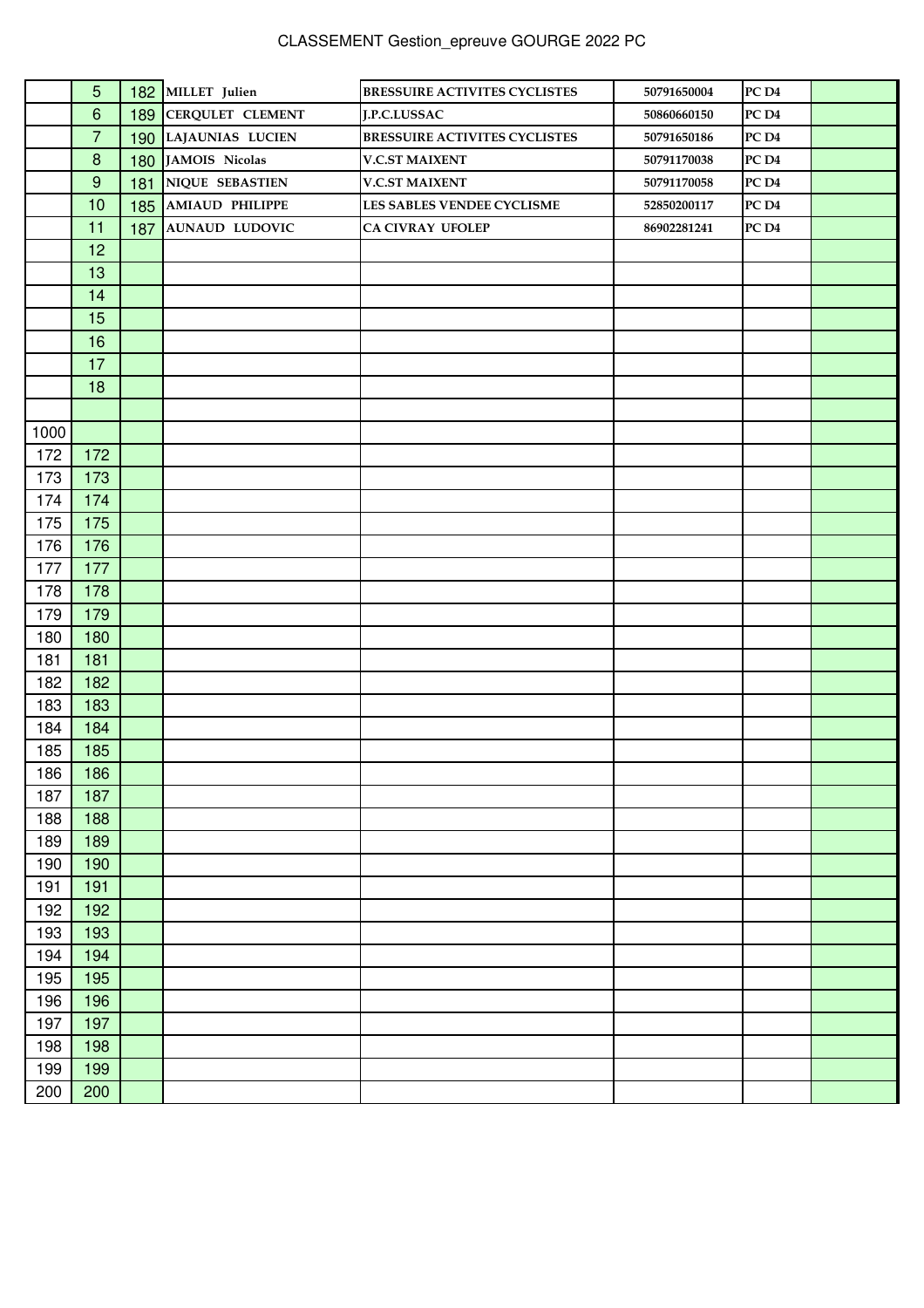CLASSEMENT Gestion_epreuve GOURGE 2022 PC

| | | | | | | | |
|---|---|---|---|---|---|---|---|
| | 5 | 182 | MILLET Julien | BRESSUIRE ACTIVITES CYCLISTES | 50791650004 | PC D4 | |
| | 6 | 189 | CERQULET CLEMENT | J.P.C.LUSSAC | 50860660150 | PC D4 | |
| | 7 | 190 | LAJAUNIAS LUCIEN | BRESSUIRE ACTIVITES CYCLISTES | 50791650186 | PC D4 | |
| | 8 | 180 | JAMOIS Nicolas | V.C.ST MAIXENT | 50791170038 | PC D4 | |
| | 9 | 181 | NIQUE SEBASTIEN | V.C.ST MAIXENT | 50791170058 | PC D4 | |
| | 10 | 185 | AMIAUD PHILIPPE | LES SABLES VENDEE CYCLISME | 52850200117 | PC D4 | |
| | 11 | 187 | AUNAUD LUDOVIC | CA CIVRAY UFOLEP | 86902281241 | PC D4 | |
| | 12 | | | | | | |
| | 13 | | | | | | |
| | 14 | | | | | | |
| | 15 | | | | | | |
| | 16 | | | | | | |
| | 17 | | | | | | |
| | 18 | | | | | | |
| | | | | | | | |
| 1000 | | | | | | | |
| 172 | 172 | | | | | | |
| 173 | 173 | | | | | | |
| 174 | 174 | | | | | | |
| 175 | 175 | | | | | | |
| 176 | 176 | | | | | | |
| 177 | 177 | | | | | | |
| 178 | 178 | | | | | | |
| 179 | 179 | | | | | | |
| 180 | 180 | | | | | | |
| 181 | 181 | | | | | | |
| 182 | 182 | | | | | | |
| 183 | 183 | | | | | | |
| 184 | 184 | | | | | | |
| 185 | 185 | | | | | | |
| 186 | 186 | | | | | | |
| 187 | 187 | | | | | | |
| 188 | 188 | | | | | | |
| 189 | 189 | | | | | | |
| 190 | 190 | | | | | | |
| 191 | 191 | | | | | | |
| 192 | 192 | | | | | | |
| 193 | 193 | | | | | | |
| 194 | 194 | | | | | | |
| 195 | 195 | | | | | | |
| 196 | 196 | | | | | | |
| 197 | 197 | | | | | | |
| 198 | 198 | | | | | | |
| 199 | 199 | | | | | | |
| 200 | 200 | | | | | | |